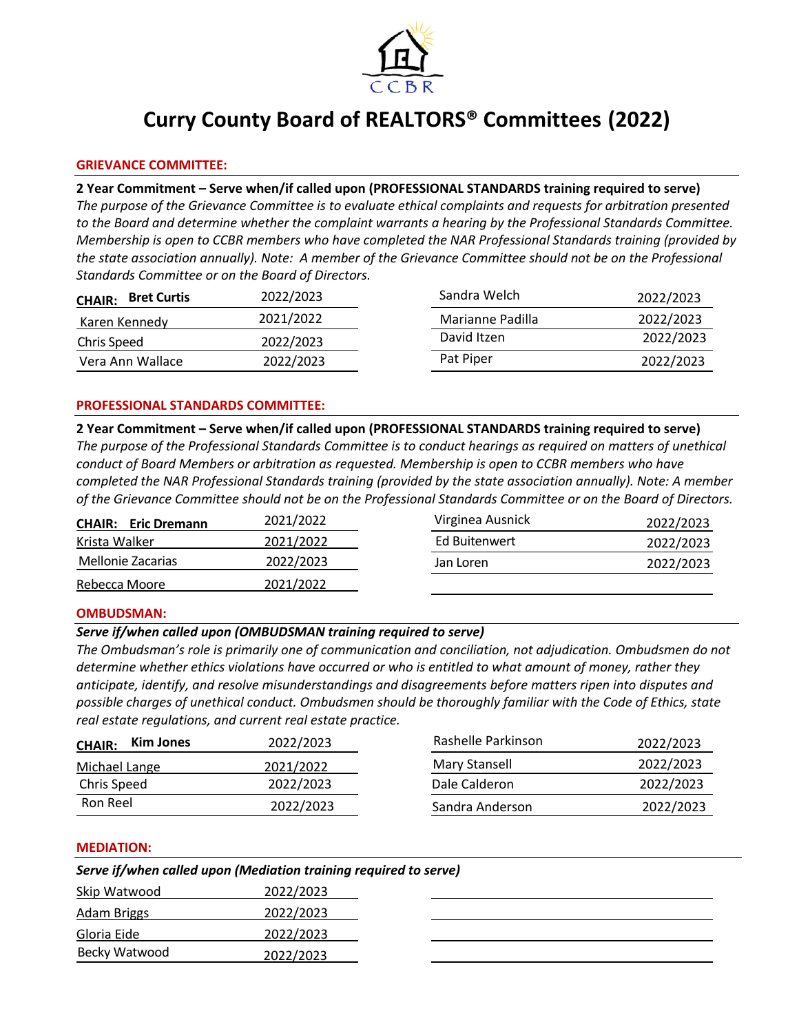CCBR

# Curry County Board of REALTORS® Committees (2022)

## GRIEVANCE COMMITTEE:

**2 Year Commitment – Serve when/if called upon (PROFESSIONAL STANDARDS training required to serve)**

*The purpose of the Grievance Committee is to evaluate ethical complaints and requests for arbitration presented to the Board and determine whether the complaint warrants a hearing by the Professional Standards Committee. Membership is open to CCBR members who have completed the NAR Professional Standards training (provided by the state association annually). Note: A member of the Grievance Committee should not be on the Professional Standards Committee or on the Board of Directors.*

| Name | Term | Name | Term |
|---|---|---|---|
| **CHAIR: Bret Curtis** | 2022/2023 | Sandra Welch | 2022/2023 |
| Karen Kennedy | 2021/2022 | Marianne Padilla | 2022/2023 |
| Chris Speed | 2022/2023 | David Itzen | 2022/2023 |
| Vera Ann Wallace | 2022/2023 | Pat Piper | 2022/2023 |

## PROFESSIONAL STANDARDS COMMITTEE:

**2 Year Commitment – Serve when/if called upon (PROFESSIONAL STANDARDS training required to serve)**

*The purpose of the Professional Standards Committee is to conduct hearings as required on matters of unethical conduct of Board Members or arbitration as requested. Membership is open to CCBR members who have completed the NAR Professional Standards training (provided by the state association annually). Note: A member of the Grievance Committee should not be on the Professional Standards Committee or on the Board of Directors.*

| Name | Term | Name | Term |
|---|---|---|---|
| **CHAIR: Eric Dremann** | 2021/2022 | Virginea Ausnick | 2022/2023 |
| Krista Walker | 2021/2022 | Ed Buitenwert | 2022/2023 |
| Mellonie Zacarias | 2022/2023 | Jan Loren | 2022/2023 |
| Rebecca Moore | 2021/2022 | | |

## OMBUDSMAN:

***Serve if/when called upon (OMBUDSMAN training required to serve)***

*The Ombudsman's role is primarily one of communication and conciliation, not adjudication. Ombudsmen do not determine whether ethics violations have occurred or who is entitled to what amount of money, rather they anticipate, identify, and resolve misunderstandings and disagreements before matters ripen into disputes and possible charges of unethical conduct. Ombudsmen should be thoroughly familiar with the Code of Ethics, state real estate regulations, and current real estate practice.*

| Name | Term | Name | Term |
|---|---|---|---|
| **CHAIR: Kim Jones** | 2022/2023 | Rashelle Parkinson | 2022/2023 |
| Michael Lange | 2021/2022 | Mary Stansell | 2022/2023 |
| Chris Speed | 2022/2023 | Dale Calderon | 2022/2023 |
| Ron Reel | 2022/2023 | Sandra Anderson | 2022/2023 |

## MEDIATION:

***Serve if/when called upon (Mediation training required to serve)***

| Name | Term |
|---|---|
| Skip Watwood | 2022/2023 |
| Adam Briggs | 2022/2023 |
| Gloria Eide | 2022/2023 |
| Becky Watwood | 2022/2023 |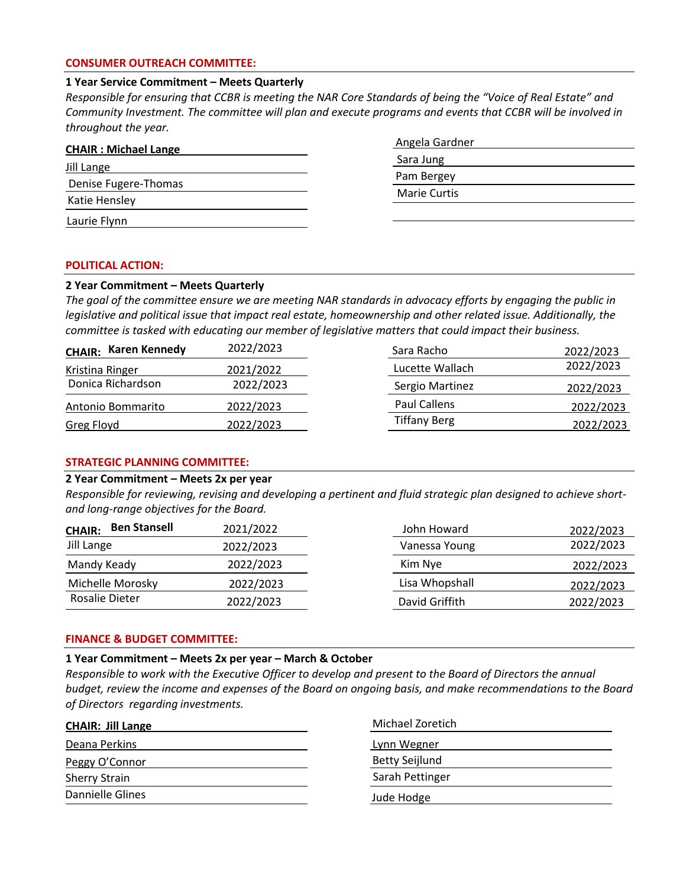## CONSUMER OUTREACH COMMITTEE:

**1 Year Service Commitment – Meets Quarterly**

*Responsible for ensuring that CCBR is meeting the NAR Core Standards of being the "Voice of Real Estate" and Community Investment. The committee will plan and execute programs and events that CCBR will be involved in throughout the year.*

| | |
|---|---|
| **CHAIR : Michael Lange** | Angela Gardner |
| Jill Lange | Sara Jung |
| Denise Fugere-Thomas | Pam Bergey |
| Katie Hensley | Marie Curtis |
| Laurie Flynn | |

## POLITICAL ACTION:

**2 Year Commitment – Meets Quarterly**

*The goal of the committee ensure we are meeting NAR standards in advocacy efforts by engaging the public in legislative and political issue that impact real estate, homeownership and other related issue. Additionally, the committee is tasked with educating our member of legislative matters that could impact their business.*

| | | | |
|---|---|---|---|
| **CHAIR: Karen Kennedy** | 2022/2023 | Sara Racho | 2022/2023 |
| Kristina Ringer | 2021/2022 | Lucette Wallach | 2022/2023 |
| Donica Richardson | 2022/2023 | Sergio Martinez | 2022/2023 |
| Antonio Bommarito | 2022/2023 | Paul Callens | 2022/2023 |
| Greg Floyd | 2022/2023 | Tiffany Berg | 2022/2023 |

## STRATEGIC PLANNING COMMITTEE:

**2 Year Commitment – Meets 2x per year**

*Responsible for reviewing, revising and developing a pertinent and fluid strategic plan designed to achieve short- and long-range objectives for the Board.*

| | | | |
|---|---|---|---|
| **CHAIR: Ben Stansell** | 2021/2022 | John Howard | 2022/2023 |
| Jill Lange | 2022/2023 | Vanessa Young | 2022/2023 |
| Mandy Keady | 2022/2023 | Kim Nye | 2022/2023 |
| Michelle Morosky | 2022/2023 | Lisa Whopshall | 2022/2023 |
| Rosalie Dieter | 2022/2023 | David Griffith | 2022/2023 |

## FINANCE & BUDGET COMMITTEE:

**1 Year Commitment – Meets 2x per year – March & October**

*Responsible to work with the Executive Officer to develop and present to the Board of Directors the annual budget, review the income and expenses of the Board on ongoing basis, and make recommendations to the Board of Directors regarding investments.*

| | |
|---|---|
| **CHAIR: Jill Lange** | Michael Zoretich |
| Deana Perkins | Lynn Wegner |
| Peggy O'Connor | Betty Seijlund |
| Sherry Strain | Sarah Pettinger |
| Dannielle Glines | Jude Hodge |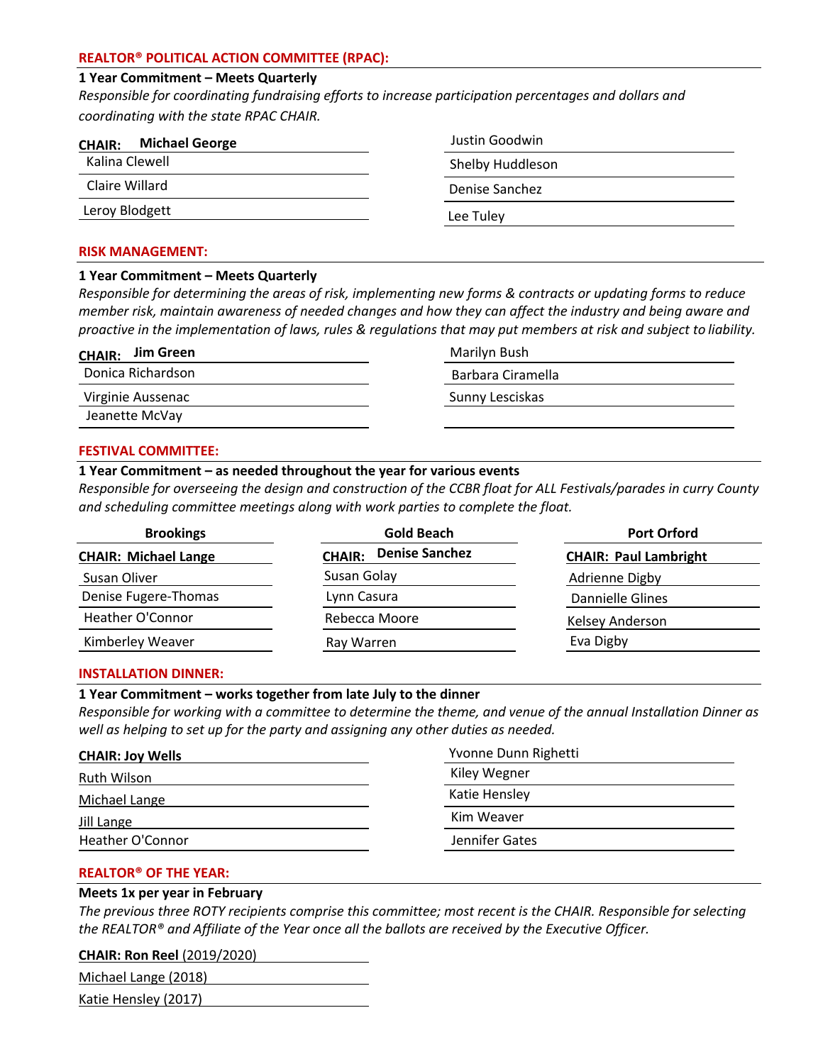## REALTOR® POLITICAL ACTION COMMITTEE (RPAC):

**1 Year Commitment – Meets Quarterly**

*Responsible for coordinating fundraising efforts to increase participation percentages and dollars and coordinating with the state RPAC CHAIR.*

| | |
|---|---|
| **CHAIR: Michael George** | Justin Goodwin |
| Kalina Clewell | Shelby Huddleson |
| Claire Willard | Denise Sanchez |
| Leroy Blodgett | Lee Tuley |

## RISK MANAGEMENT:

**1 Year Commitment – Meets Quarterly**

*Responsible for determining the areas of risk, implementing new forms & contracts or updating forms to reduce member risk, maintain awareness of needed changes and how they can affect the industry and being aware and proactive in the implementation of laws, rules & regulations that may put members at risk and subject to liability.*

| | |
|---|---|
| **CHAIR: Jim Green** | Marilyn Bush |
| Donica Richardson | Barbara Ciramella |
| Virginie Aussenac | Sunny Lesciskas |
| Jeanette McVay | |

## FESTIVAL COMMITTEE:

**1 Year Commitment – as needed throughout the year for various events**

*Responsible for overseeing the design and construction of the CCBR float for ALL Festivals/parades in curry County and scheduling committee meetings along with work parties to complete the float.*

| Brookings | Gold Beach | Port Orford |
|---|---|---|
| **CHAIR: Michael Lange** | **CHAIR: Denise Sanchez** | **CHAIR: Paul Lambright** |
| Susan Oliver | Susan Golay | Adrienne Digby |
| Denise Fugere-Thomas | Lynn Casura | Dannielle Glines |
| Heather O'Connor | Rebecca Moore | Kelsey Anderson |
| Kimberley Weaver | Ray Warren | Eva Digby |

## INSTALLATION DINNER:

**1 Year Commitment – works together from late July to the dinner**

*Responsible for working with a committee to determine the theme, and venue of the annual Installation Dinner as well as helping to set up for the party and assigning any other duties as needed.*

| | |
|---|---|
| **CHAIR: Joy Wells** | Yvonne Dunn Righetti |
| Ruth Wilson | Kiley Wegner |
| Michael Lange | Katie Hensley |
| Jill Lange | Kim Weaver |
| Heather O'Connor | Jennifer Gates |

## REALTOR® OF THE YEAR:

**Meets 1x per year in February**

*The previous three ROTY recipients comprise this committee; most recent is the CHAIR. Responsible for selecting the REALTOR® and Affiliate of the Year once all the ballots are received by the Executive Officer.*

**CHAIR: Ron Reel** (2019/2020)

Michael Lange (2018)

Katie Hensley (2017)